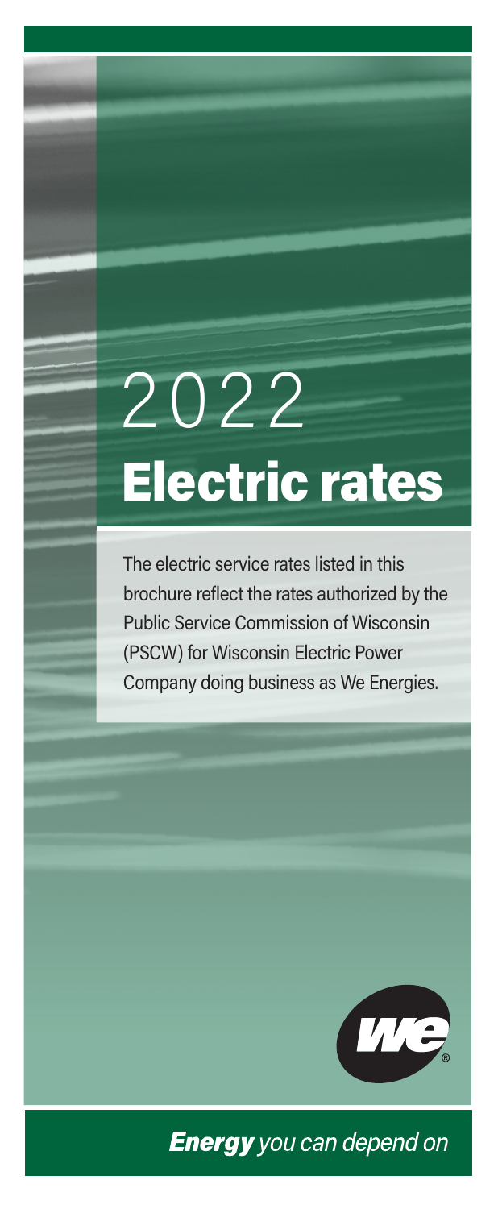# 2022
# Electric rates

The electric service rates listed in this brochure reflect the rates authorized by the Public Service Commission of Wisconsin (PSCW) for Wisconsin Electric Power Company doing business as We Energies.

***Energy*** *you can depend on*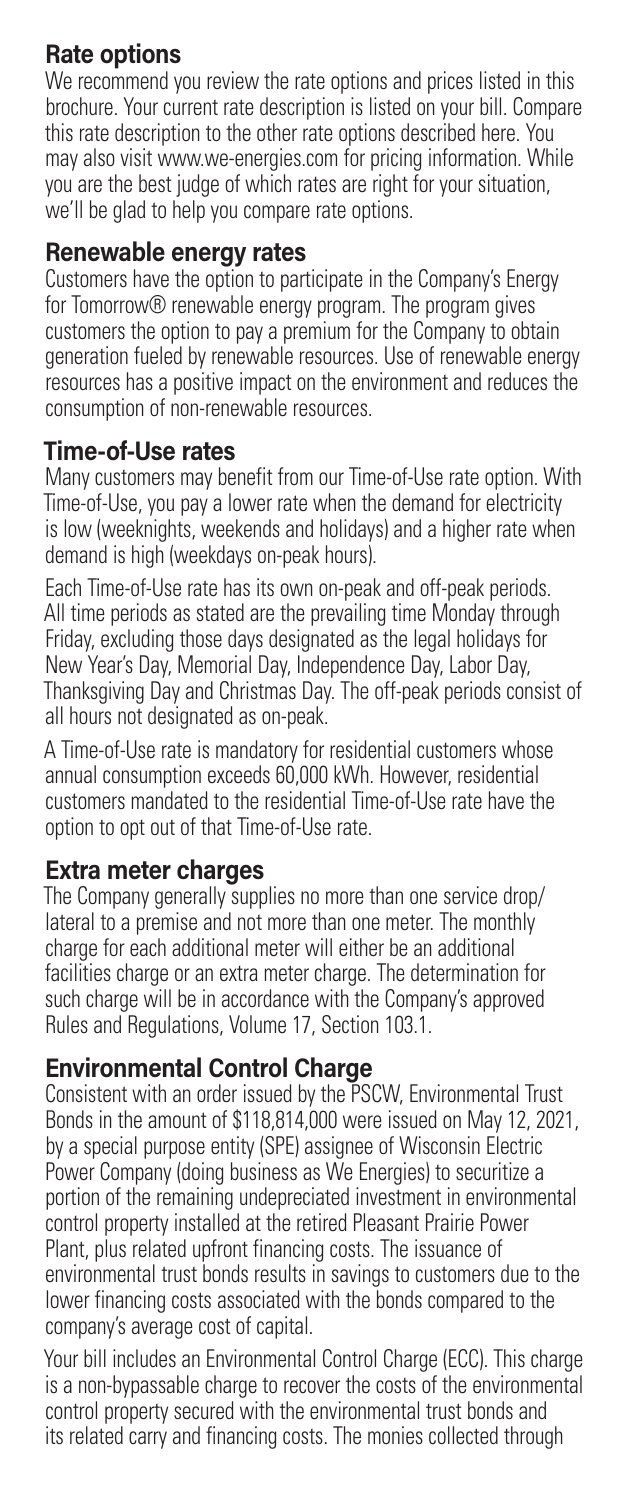## Rate options

We recommend you review the rate options and prices listed in this brochure. Your current rate description is listed on your bill. Compare this rate description to the other rate options described here. You may also visit www.we-energies.com for pricing information. While you are the best judge of which rates are right for your situation, we'll be glad to help you compare rate options.

## Renewable energy rates

Customers have the option to participate in the Company's Energy for Tomorrow® renewable energy program. The program gives customers the option to pay a premium for the Company to obtain generation fueled by renewable resources. Use of renewable energy resources has a positive impact on the environment and reduces the consumption of non-renewable resources.

## Time-of-Use rates

Many customers may benefit from our Time-of-Use rate option. With Time-of-Use, you pay a lower rate when the demand for electricity is low (weeknights, weekends and holidays) and a higher rate when demand is high (weekdays on-peak hours).

Each Time-of-Use rate has its own on-peak and off-peak periods. All time periods as stated are the prevailing time Monday through Friday, excluding those days designated as the legal holidays for New Year's Day, Memorial Day, Independence Day, Labor Day, Thanksgiving Day and Christmas Day. The off-peak periods consist of all hours not designated as on-peak.

A Time-of-Use rate is mandatory for residential customers whose annual consumption exceeds 60,000 kWh. However, residential customers mandated to the residential Time-of-Use rate have the option to opt out of that Time-of-Use rate.

## Extra meter charges

The Company generally supplies no more than one service drop/lateral to a premise and not more than one meter. The monthly charge for each additional meter will either be an additional facilities charge or an extra meter charge. The determination for such charge will be in accordance with the Company's approved Rules and Regulations, Volume 17, Section 103.1.

## Environmental Control Charge

Consistent with an order issued by the PSCW, Environmental Trust Bonds in the amount of $118,814,000 were issued on May 12, 2021, by a special purpose entity (SPE) assignee of Wisconsin Electric Power Company (doing business as We Energies) to securitize a portion of the remaining undepreciated investment in environmental control property installed at the retired Pleasant Prairie Power Plant, plus related upfront financing costs. The issuance of environmental trust bonds results in savings to customers due to the lower financing costs associated with the bonds compared to the company's average cost of capital.

Your bill includes an Environmental Control Charge (ECC). This charge is a non-bypassable charge to recover the costs of the environmental control property secured with the environmental trust bonds and its related carry and financing costs. The monies collected through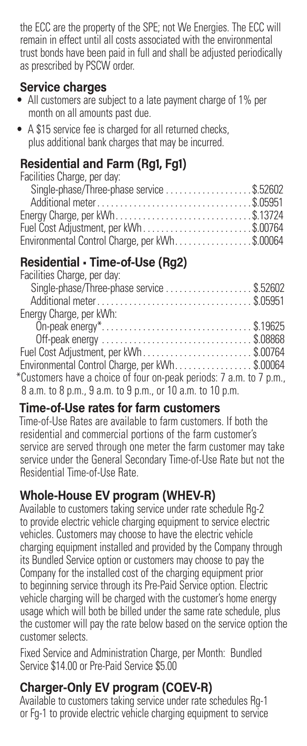the ECC are the property of the SPE; not We Energies. The ECC will remain in effect until all costs associated with the environmental trust bonds have been paid in full and shall be adjusted periodically as prescribed by PSCW order.

## Service charges

- All customers are subject to a late payment charge of 1% per month on all amounts past due.
- A $15 service fee is charged for all returned checks, plus additional bank charges that may be incurred.

## Residential and Farm (Rg1, Fg1)

Facilities Charge, per day:

| | |
|---|---|
| Single-phase/Three-phase service | $.52602 |
| Additional meter | $.05951 |
| Energy Charge, per kWh | $.13724 |
| Fuel Cost Adjustment, per kWh | $.00764 |
| Environmental Control Charge, per kWh | $.00064 |

## Residential - Time-of-Use (Rg2)

Facilities Charge, per day:

| | |
|---|---|
| Single-phase/Three-phase service | $.52602 |
| Additional meter | $.05951 |
| Energy Charge, per kWh: | |
| On-peak energy* | $.19625 |
| Off-peak energy | $.08868 |
| Fuel Cost Adjustment, per kWh | $.00764 |
| Environmental Control Charge, per kWh | $.00064 |

*Customers have a choice of four on-peak periods: 7 a.m. to 7 p.m., 8 a.m. to 8 p.m., 9 a.m. to 9 p.m., or 10 a.m. to 10 p.m.

## Time-of-Use rates for farm customers

Time-of-Use Rates are available to farm customers. If both the residential and commercial portions of the farm customer's service are served through one meter the farm customer may take service under the General Secondary Time-of-Use Rate but not the Residential Time-of-Use Rate.

## Whole-House EV program (WHEV-R)

Available to customers taking service under rate schedule Rg-2 to provide electric vehicle charging equipment to service electric vehicles. Customers may choose to have the electric vehicle charging equipment installed and provided by the Company through its Bundled Service option or customers may choose to pay the Company for the installed cost of the charging equipment prior to beginning service through its Pre-Paid Service option. Electric vehicle charging will be charged with the customer's home energy usage which will both be billed under the same rate schedule, plus the customer will pay the rate below based on the service option the customer selects.

Fixed Service and Administration Charge, per Month: Bundled Service $14.00 or Pre-Paid Service $5.00

## Charger-Only EV program (COEV-R)

Available to customers taking service under rate schedules Rg-1 or Fg-1 to provide electric vehicle charging equipment to service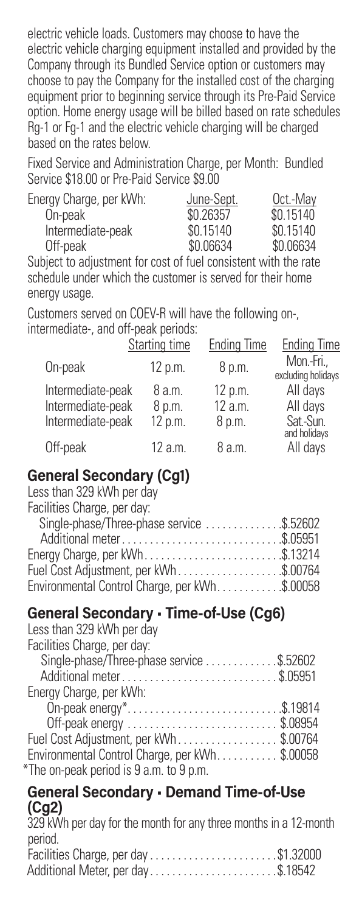electric vehicle loads. Customers may choose to have the electric vehicle charging equipment installed and provided by the Company through its Bundled Service option or customers may choose to pay the Company for the installed cost of the charging equipment prior to beginning service through its Pre-Paid Service option. Home energy usage will be billed based on rate schedules Rg-1 or Fg-1 and the electric vehicle charging will be charged based on the rates below.

Fixed Service and Administration Charge, per Month: Bundled Service $18.00 or Pre-Paid Service $9.00

| Energy Charge, per kWh: | June-Sept. | Oct.-May |
|---|---|---|
| On-peak | $0.26357 | $0.15140 |
| Intermediate-peak | $0.15140 | $0.15140 |
| Off-peak | $0.06634 | $0.06634 |

Subject to adjustment for cost of fuel consistent with the rate schedule under which the customer is served for their home energy usage.

Customers served on COEV-R will have the following on-, intermediate-, and off-peak periods:

| | Starting time | Ending Time | Ending Time |
|---|---|---|---|
| On-peak | 12 p.m. | 8 p.m. | Mon.-Fri., excluding holidays |
| Intermediate-peak | 8 a.m. | 12 p.m. | All days |
| Intermediate-peak | 8 p.m. | 12 a.m. | All days |
| Intermediate-peak | 12 p.m. | 8 p.m. | Sat.-Sun. and holidays |
| Off-peak | 12 a.m. | 8 a.m. | All days |

## General Secondary (Cg1)

Less than 329 kWh per day

Facilities Charge, per day:

- Single-phase/Three-phase service .............. $.52602
- Additional meter ............................. $.05951

Energy Charge, per kWh ......................... $.13214

Fuel Cost Adjustment, per kWh ................... $.00764

Environmental Control Charge, per kWh ............ $.00058

## General Secondary - Time-of-Use (Cg6)

Less than 329 kWh per day

Facilities Charge, per day:

- Single-phase/Three-phase service ............. $.52602
- Additional meter ............................. $.05951

Energy Charge, per kWh:

- On-peak energy* ............................. $.19814
- Off-peak energy ............................. $.08954

Fuel Cost Adjustment, per kWh .................. $.00764

Environmental Control Charge, per kWh ........... $.00058

*The on-peak period is 9 a.m. to 9 p.m.

## General Secondary - Demand Time-of-Use (Cg2)

329 kWh per day for the month for any three months in a 12-month period.

Facilities Charge, per day ....................... $1.32000

Additional Meter, per day ....................... $.18542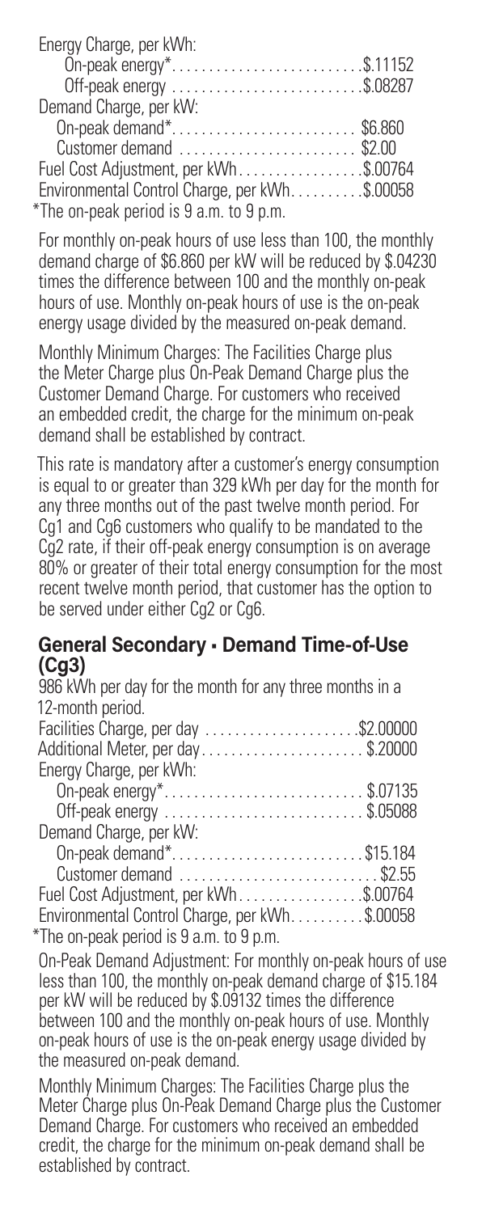Energy Charge, per kWh:

| | |
|---|---|
| On-peak energy* | $.11152 |
| Off-peak energy | $.08287 |

Demand Charge, per kW:

| | |
|---|---|
| On-peak demand* | $6.860 |
| Customer demand | $2.00 |
| Fuel Cost Adjustment, per kWh | $.00764 |
| Environmental Control Charge, per kWh | $.00058 |

*The on-peak period is 9 a.m. to 9 p.m.

For monthly on-peak hours of use less than 100, the monthly demand charge of $6.860 per kW will be reduced by $.04230 times the difference between 100 and the monthly on-peak hours of use. Monthly on-peak hours of use is the on-peak energy usage divided by the measured on-peak demand.

Monthly Minimum Charges: The Facilities Charge plus the Meter Charge plus On-Peak Demand Charge plus the Customer Demand Charge. For customers who received an embedded credit, the charge for the minimum on-peak demand shall be established by contract.

This rate is mandatory after a customer's energy consumption is equal to or greater than 329 kWh per day for the month for any three months out of the past twelve month period. For Cg1 and Cg6 customers who qualify to be mandated to the Cg2 rate, if their off-peak energy consumption is on average 80% or greater of their total energy consumption for the most recent twelve month period, that customer has the option to be served under either Cg2 or Cg6.

## General Secondary - Demand Time-of-Use (Cg3)

986 kWh per day for the month for any three months in a 12-month period.

| | |
|---|---|
| Facilities Charge, per day | $2.00000 |
| Additional Meter, per day | $.20000 |

Energy Charge, per kWh:

| | |
|---|---|
| On-peak energy* | $.07135 |
| Off-peak energy | $.05088 |

Demand Charge, per kW:

| | |
|---|---|
| On-peak demand* | $15.184 |
| Customer demand | $2.55 |
| Fuel Cost Adjustment, per kWh | $.00764 |
| Environmental Control Charge, per kWh | $.00058 |

*The on-peak period is 9 a.m. to 9 p.m.

On-Peak Demand Adjustment: For monthly on-peak hours of use less than 100, the monthly on-peak demand charge of $15.184 per kW will be reduced by $.09132 times the difference between 100 and the monthly on-peak hours of use. Monthly on-peak hours of use is the on-peak energy usage divided by the measured on-peak demand.

Monthly Minimum Charges: The Facilities Charge plus the Meter Charge plus On-Peak Demand Charge plus the Customer Demand Charge. For customers who received an embedded credit, the charge for the minimum on-peak demand shall be established by contract.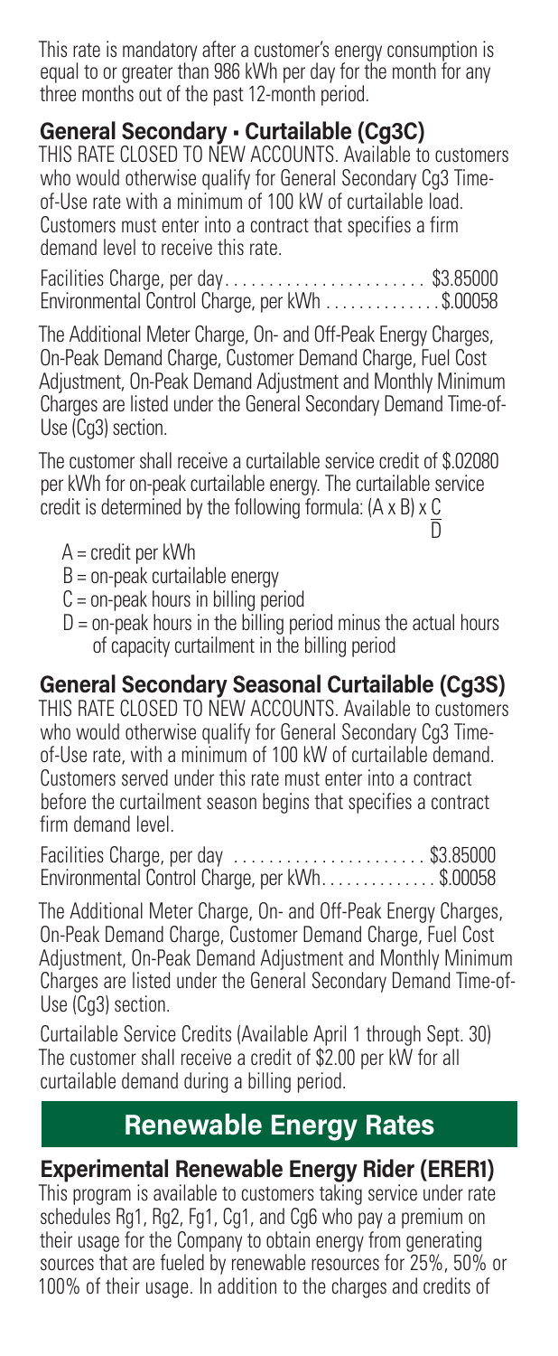This rate is mandatory after a customer's energy consumption is equal to or greater than 986 kWh per day for the month for any three months out of the past 12-month period.

## General Secondary - Curtailable (Cg3C)

THIS RATE CLOSED TO NEW ACCOUNTS. Available to customers who would otherwise qualify for General Secondary Cg3 Time-of-Use rate with a minimum of 100 kW of curtailable load. Customers must enter into a contract that specifies a firm demand level to receive this rate.

Facilities Charge, per day....................... \$3.85000
Environmental Control Charge, per kWh .............. \$.00058

The Additional Meter Charge, On- and Off-Peak Energy Charges, On-Peak Demand Charge, Customer Demand Charge, Fuel Cost Adjustment, On-Peak Demand Adjustment and Monthly Minimum Charges are listed under the General Secondary Demand Time-of-Use (Cg3) section.

The customer shall receive a curtailable service credit of \$.02080 per kWh for on-peak curtailable energy. The curtailable service credit is determined by the following formula: $(A \times B) \times \frac{C}{D}$

- A = credit per kWh
- B = on-peak curtailable energy
- C = on-peak hours in billing period
- D = on-peak hours in the billing period minus the actual hours of capacity curtailment in the billing period

## General Secondary Seasonal Curtailable (Cg3S)

THIS RATE CLOSED TO NEW ACCOUNTS. Available to customers who would otherwise qualify for General Secondary Cg3 Time-of-Use rate, with a minimum of 100 kW of curtailable demand. Customers served under this rate must enter into a contract before the curtailment season begins that specifies a contract firm demand level.

Facilities Charge, per day ...................... \$3.85000
Environmental Control Charge, per kWh.............. \$.00058

The Additional Meter Charge, On- and Off-Peak Energy Charges, On-Peak Demand Charge, Customer Demand Charge, Fuel Cost Adjustment, On-Peak Demand Adjustment and Monthly Minimum Charges are listed under the General Secondary Demand Time-of-Use (Cg3) section.

Curtailable Service Credits (Available April 1 through Sept. 30) The customer shall receive a credit of \$2.00 per kW for all curtailable demand during a billing period.

# Renewable Energy Rates

## Experimental Renewable Energy Rider (ERER1)

This program is available to customers taking service under rate schedules Rg1, Rg2, Fg1, Cg1, and Cg6 who pay a premium on their usage for the Company to obtain energy from generating sources that are fueled by renewable resources for 25%, 50% or 100% of their usage. In addition to the charges and credits of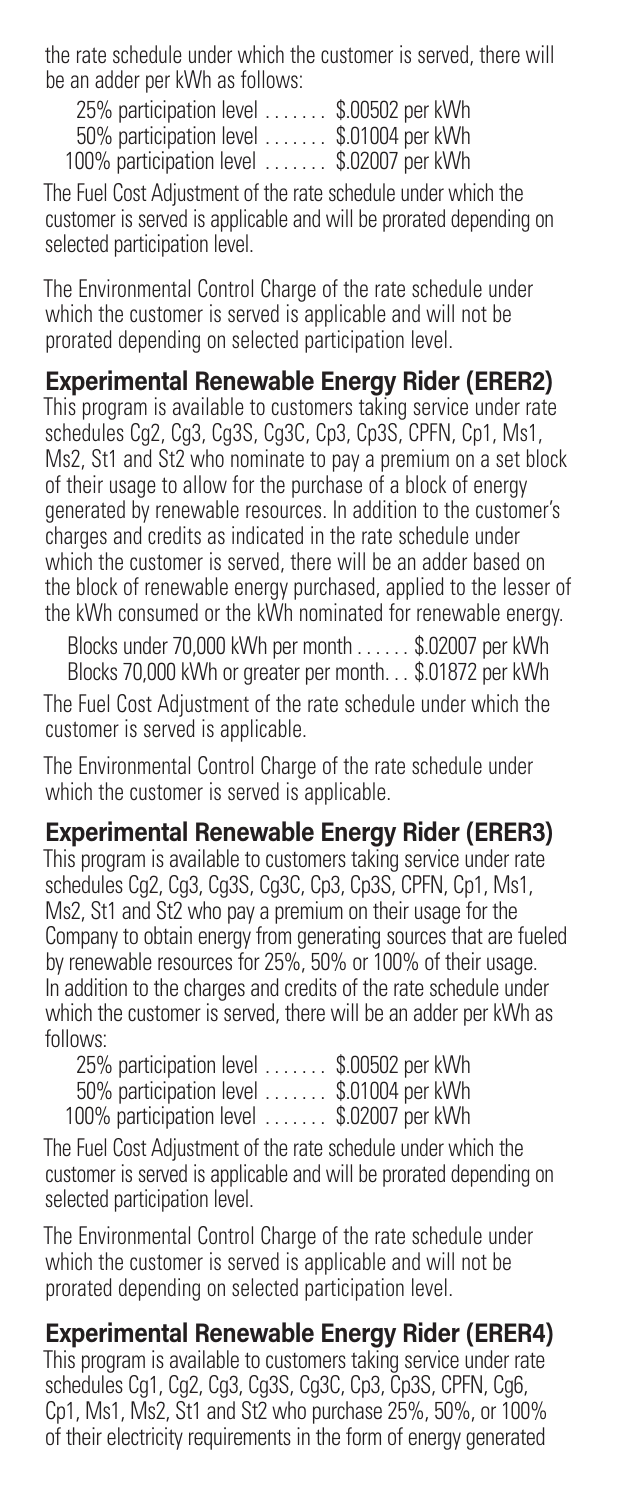the rate schedule under which the customer is served, there will be an adder per kWh as follows:

25% participation level ....... \$.00502 per kWh
50% participation level ....... \$.01004 per kWh
100% participation level ....... \$.02007 per kWh

The Fuel Cost Adjustment of the rate schedule under which the customer is served is applicable and will be prorated depending on selected participation level.

The Environmental Control Charge of the rate schedule under which the customer is served is applicable and will not be prorated depending on selected participation level.

## Experimental Renewable Energy Rider (ERER2)

This program is available to customers taking service under rate schedules Cg2, Cg3, Cg3S, Cg3C, Cp3, Cp3S, CPFN, Cp1, Ms1, Ms2, St1 and St2 who nominate to pay a premium on a set block of their usage to allow for the purchase of a block of energy generated by renewable resources. In addition to the customer's charges and credits as indicated in the rate schedule under which the customer is served, there will be an adder based on the block of renewable energy purchased, applied to the lesser of the kWh consumed or the kWh nominated for renewable energy.

Blocks under 70,000 kWh per month ...... \$.02007 per kWh
Blocks 70,000 kWh or greater per month. . . \$.01872 per kWh

The Fuel Cost Adjustment of the rate schedule under which the customer is served is applicable.

The Environmental Control Charge of the rate schedule under which the customer is served is applicable.

## Experimental Renewable Energy Rider (ERER3)

This program is available to customers taking service under rate schedules Cg2, Cg3, Cg3S, Cg3C, Cp3, Cp3S, CPFN, Cp1, Ms1, Ms2, St1 and St2 who pay a premium on their usage for the Company to obtain energy from generating sources that are fueled by renewable resources for 25%, 50% or 100% of their usage. In addition to the charges and credits of the rate schedule under which the customer is served, there will be an adder per kWh as follows:

25% participation level ....... \$.00502 per kWh
50% participation level ....... \$.01004 per kWh
100% participation level ....... \$.02007 per kWh

The Fuel Cost Adjustment of the rate schedule under which the customer is served is applicable and will be prorated depending on selected participation level.

The Environmental Control Charge of the rate schedule under which the customer is served is applicable and will not be prorated depending on selected participation level.

## Experimental Renewable Energy Rider (ERER4)

This program is available to customers taking service under rate schedules Cg1, Cg2, Cg3, Cg3S, Cg3C, Cp3, Cp3S, CPFN, Cg6, Cp1, Ms1, Ms2, St1 and St2 who purchase 25%, 50%, or 100% of their electricity requirements in the form of energy generated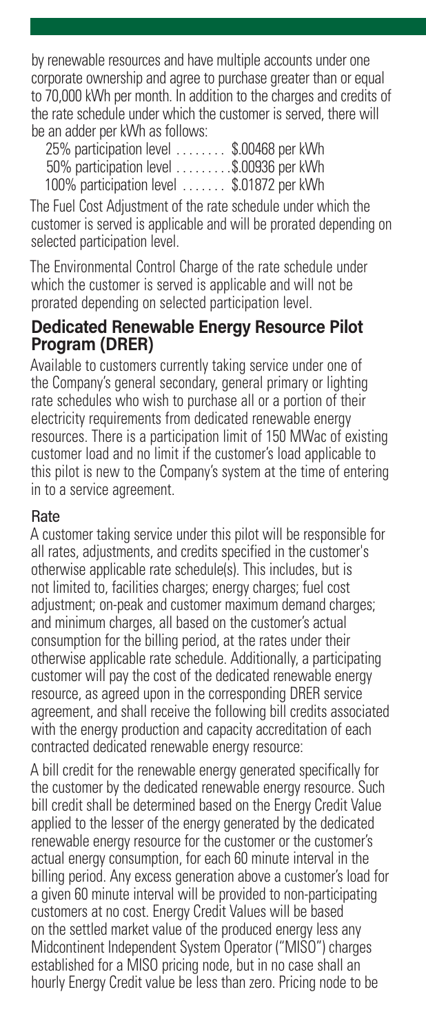by renewable resources and have multiple accounts under one corporate ownership and agree to purchase greater than or equal to 70,000 kWh per month. In addition to the charges and credits of the rate schedule under which the customer is served, there will be an adder per kWh as follows:

25% participation level . . . . . . . . $.00468 per kWh
50% participation level . . . . . . . . .$.00936 per kWh
100% participation level . . . . . . . $.01872 per kWh

The Fuel Cost Adjustment of the rate schedule under which the customer is served is applicable and will be prorated depending on selected participation level.

The Environmental Control Charge of the rate schedule under which the customer is served is applicable and will not be prorated depending on selected participation level.

## Dedicated Renewable Energy Resource Pilot Program (DRER)

Available to customers currently taking service under one of the Company's general secondary, general primary or lighting rate schedules who wish to purchase all or a portion of their electricity requirements from dedicated renewable energy resources. There is a participation limit of 150 MWac of existing customer load and no limit if the customer's load applicable to this pilot is new to the Company's system at the time of entering in to a service agreement.

### Rate

A customer taking service under this pilot will be responsible for all rates, adjustments, and credits specified in the customer's otherwise applicable rate schedule(s). This includes, but is not limited to, facilities charges; energy charges; fuel cost adjustment; on-peak and customer maximum demand charges; and minimum charges, all based on the customer's actual consumption for the billing period, at the rates under their otherwise applicable rate schedule. Additionally, a participating customer will pay the cost of the dedicated renewable energy resource, as agreed upon in the corresponding DRER service agreement, and shall receive the following bill credits associated with the energy production and capacity accreditation of each contracted dedicated renewable energy resource:

A bill credit for the renewable energy generated specifically for the customer by the dedicated renewable energy resource. Such bill credit shall be determined based on the Energy Credit Value applied to the lesser of the energy generated by the dedicated renewable energy resource for the customer or the customer's actual energy consumption, for each 60 minute interval in the billing period. Any excess generation above a customer's load for a given 60 minute interval will be provided to non-participating customers at no cost. Energy Credit Values will be based on the settled market value of the produced energy less any Midcontinent Independent System Operator ("MISO") charges established for a MISO pricing node, but in no case shall an hourly Energy Credit value be less than zero. Pricing node to be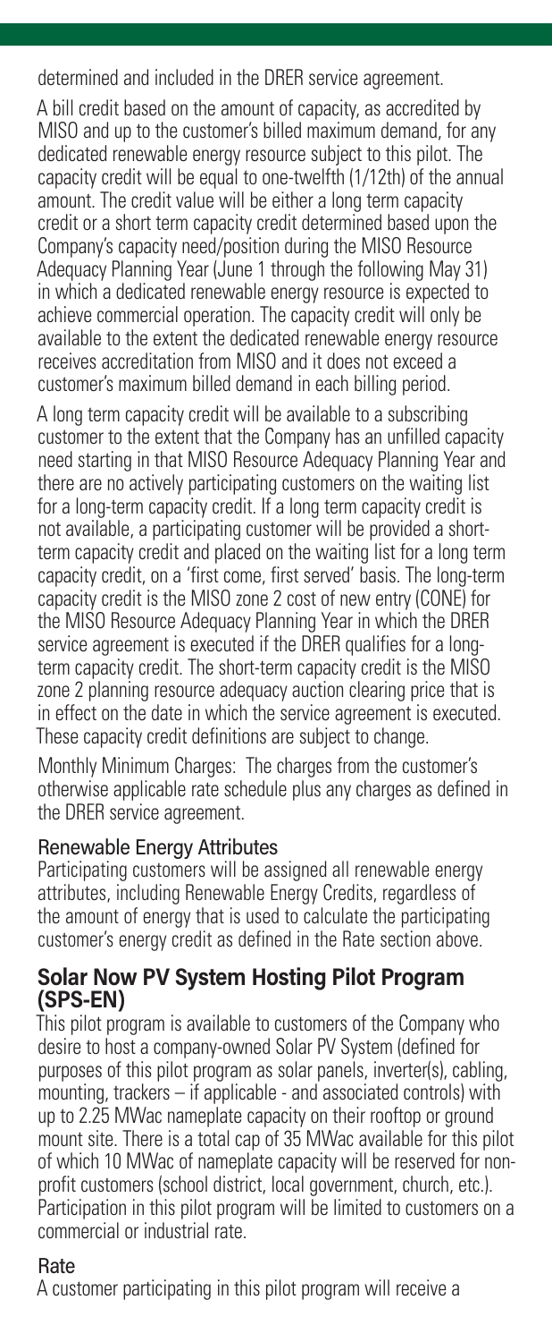determined and included in the DRER service agreement.

A bill credit based on the amount of capacity, as accredited by MISO and up to the customer's billed maximum demand, for any dedicated renewable energy resource subject to this pilot. The capacity credit will be equal to one-twelfth (1/12th) of the annual amount. The credit value will be either a long term capacity credit or a short term capacity credit determined based upon the Company's capacity need/position during the MISO Resource Adequacy Planning Year (June 1 through the following May 31) in which a dedicated renewable energy resource is expected to achieve commercial operation. The capacity credit will only be available to the extent the dedicated renewable energy resource receives accreditation from MISO and it does not exceed a customer's maximum billed demand in each billing period.

A long term capacity credit will be available to a subscribing customer to the extent that the Company has an unfilled capacity need starting in that MISO Resource Adequacy Planning Year and there are no actively participating customers on the waiting list for a long-term capacity credit. If a long term capacity credit is not available, a participating customer will be provided a short-term capacity credit and placed on the waiting list for a long term capacity credit, on a 'first come, first served' basis. The long-term capacity credit is the MISO zone 2 cost of new entry (CONE) for the MISO Resource Adequacy Planning Year in which the DRER service agreement is executed if the DRER qualifies for a long-term capacity credit. The short-term capacity credit is the MISO zone 2 planning resource adequacy auction clearing price that is in effect on the date in which the service agreement is executed. These capacity credit definitions are subject to change.

Monthly Minimum Charges: The charges from the customer's otherwise applicable rate schedule plus any charges as defined in the DRER service agreement.

### Renewable Energy Attributes

Participating customers will be assigned all renewable energy attributes, including Renewable Energy Credits, regardless of the amount of energy that is used to calculate the participating customer's energy credit as defined in the Rate section above.

## Solar Now PV System Hosting Pilot Program (SPS-EN)

This pilot program is available to customers of the Company who desire to host a company-owned Solar PV System (defined for purposes of this pilot program as solar panels, inverter(s), cabling, mounting, trackers – if applicable - and associated controls) with up to 2.25 MWac nameplate capacity on their rooftop or ground mount site. There is a total cap of 35 MWac available for this pilot of which 10 MWac of nameplate capacity will be reserved for non-profit customers (school district, local government, church, etc.). Participation in this pilot program will be limited to customers on a commercial or industrial rate.

### Rate

A customer participating in this pilot program will receive a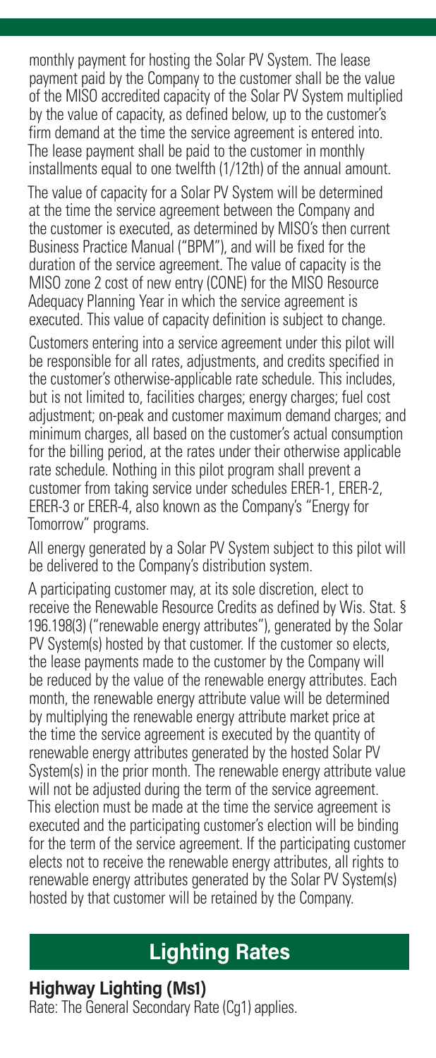monthly payment for hosting the Solar PV System. The lease payment paid by the Company to the customer shall be the value of the MISO accredited capacity of the Solar PV System multiplied by the value of capacity, as defined below, up to the customer's firm demand at the time the service agreement is entered into. The lease payment shall be paid to the customer in monthly installments equal to one twelfth (1/12th) of the annual amount.

The value of capacity for a Solar PV System will be determined at the time the service agreement between the Company and the customer is executed, as determined by MISO's then current Business Practice Manual ("BPM"), and will be fixed for the duration of the service agreement. The value of capacity is the MISO zone 2 cost of new entry (CONE) for the MISO Resource Adequacy Planning Year in which the service agreement is executed. This value of capacity definition is subject to change.

Customers entering into a service agreement under this pilot will be responsible for all rates, adjustments, and credits specified in the customer's otherwise-applicable rate schedule. This includes, but is not limited to, facilities charges; energy charges; fuel cost adjustment; on-peak and customer maximum demand charges; and minimum charges, all based on the customer's actual consumption for the billing period, at the rates under their otherwise applicable rate schedule. Nothing in this pilot program shall prevent a customer from taking service under schedules ERER-1, ERER-2, ERER-3 or ERER-4, also known as the Company's "Energy for Tomorrow" programs.

All energy generated by a Solar PV System subject to this pilot will be delivered to the Company's distribution system.

A participating customer may, at its sole discretion, elect to receive the Renewable Resource Credits as defined by Wis. Stat. § 196.198(3) ("renewable energy attributes"), generated by the Solar PV System(s) hosted by that customer. If the customer so elects, the lease payments made to the customer by the Company will be reduced by the value of the renewable energy attributes. Each month, the renewable energy attribute value will be determined by multiplying the renewable energy attribute market price at the time the service agreement is executed by the quantity of renewable energy attributes generated by the hosted Solar PV System(s) in the prior month. The renewable energy attribute value will not be adjusted during the term of the service agreement. This election must be made at the time the service agreement is executed and the participating customer's election will be binding for the term of the service agreement. If the participating customer elects not to receive the renewable energy attributes, all rights to renewable energy attributes generated by the Solar PV System(s) hosted by that customer will be retained by the Company.

## Lighting Rates

### Highway Lighting (Ms1)

Rate: The General Secondary Rate (Cg1) applies.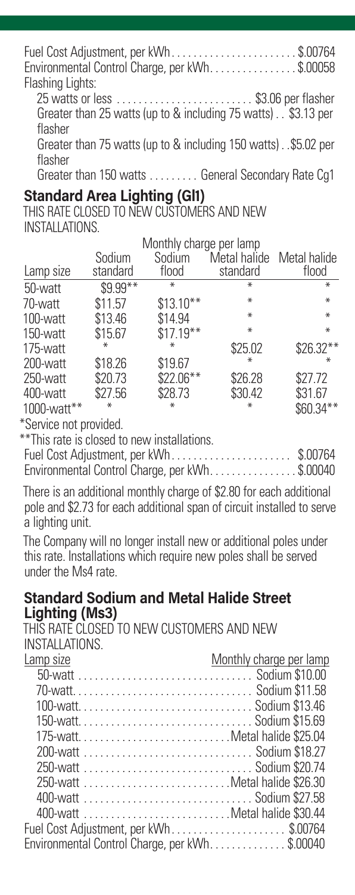Fuel Cost Adjustment, per kWh........................$.00764
Environmental Control Charge, per kWh................$.00058
Flashing Lights:

25 watts or less .......................... $3.06 per flasher
Greater than 25 watts (up to & including 75 watts) . . $3.13 per flasher
Greater than 75 watts (up to & including 150 watts) . .$5.02 per flasher
Greater than 150 watts ......... General Secondary Rate Cg1

## Standard Area Lighting (Gl1)

THIS RATE CLOSED TO NEW CUSTOMERS AND NEW INSTALLATIONS.

| | Monthly charge per lamp | | | |
|---|---|---|---|---|
| Lamp size | Sodium standard | Sodium flood | Metal halide standard | Metal halide flood |
| 50-watt | $9.99** | * | * | * |
| 70-watt | $11.57 | $13.10** | * | * |
| 100-watt | $13.46 | $14.94 | * | * |
| 150-watt | $15.67 | $17.19** | * | * |
| 175-watt | * | * | $25.02 | $26.32** |
| 200-watt | $18.26 | $19.67 | * | * |
| 250-watt | $20.73 | $22.06** | $26.28 | $27.72 |
| 400-watt | $27.56 | $28.73 | $30.42 | $31.67 |
| 1000-watt** | * | * | * | $60.34** |

*Service not provided.
**This rate is closed to new installations.

Fuel Cost Adjustment, per kWh...................... $.00764
Environmental Control Charge, per kWh................$.00040

There is an additional monthly charge of $2.80 for each additional pole and $2.73 for each additional span of circuit installed to serve a lighting unit.

The Company will no longer install new or additional poles under this rate. Installations which require new poles shall be served under the Ms4 rate.

## Standard Sodium and Metal Halide Street Lighting (Ms3)

THIS RATE CLOSED TO NEW CUSTOMERS AND NEW INSTALLATIONS.

| Lamp size | Monthly charge per lamp |
|---|---|
| 50-watt | Sodium $10.00 |
| 70-watt | Sodium $11.58 |
| 100-watt | Sodium $13.46 |
| 150-watt | Sodium $15.69 |
| 175-watt | Metal halide $25.04 |
| 200-watt | Sodium $18.27 |
| 250-watt | Sodium $20.74 |
| 250-watt | Metal halide $26.30 |
| 400-watt | Sodium $27.58 |
| 400-watt | Metal halide $30.44 |

Fuel Cost Adjustment, per kWh..................... $.00764
Environmental Control Charge, per kWh.............. $.00040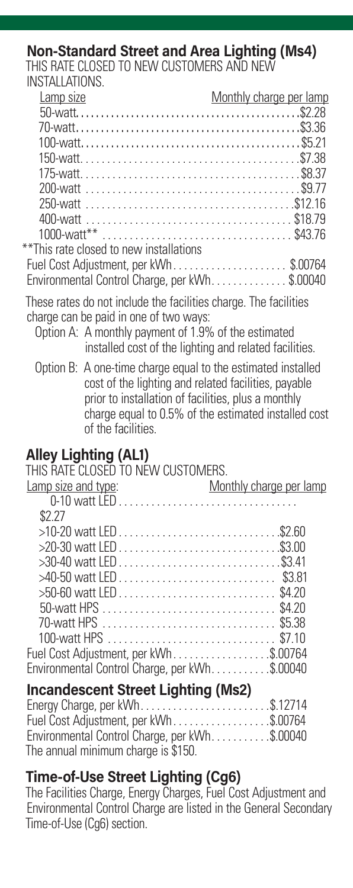## Non-Standard Street and Area Lighting (Ms4)

THIS RATE CLOSED TO NEW CUSTOMERS AND NEW INSTALLATIONS.

| Lamp size | Monthly charge per lamp |
|---|---|
| 50-watt | $2.28 |
| 70-watt | $3.36 |
| 100-watt | $5.21 |
| 150-watt | $7.38 |
| 175-watt | $8.37 |
| 200-watt | $9.77 |
| 250-watt | $12.16 |
| 400-watt | $18.79 |
| 1000-watt** | $43.76 |

**This rate closed to new installations

| | |
|---|---|
| Fuel Cost Adjustment, per kWh | $.00764 |
| Environmental Control Charge, per kWh | $.00040 |

These rates do not include the facilities charge. The facilities charge can be paid in one of two ways:

Option A: A monthly payment of 1.9% of the estimated installed cost of the lighting and related facilities.

Option B: A one-time charge equal to the estimated installed cost of the lighting and related facilities, payable prior to installation of facilities, plus a monthly charge equal to 0.5% of the estimated installed cost of the facilities.

## Alley Lighting (AL1)

THIS RATE CLOSED TO NEW CUSTOMERS.

| Lamp size and type: | Monthly charge per lamp |
|---|---|
| 0-10 watt LED | $2.27 |
| >10-20 watt LED | $2.60 |
| >20-30 watt LED | $3.00 |
| >30-40 watt LED | $3.41 |
| >40-50 watt LED | $3.81 |
| >50-60 watt LED | $4.20 |
| 50-watt HPS | $4.20 |
| 70-watt HPS | $5.38 |
| 100-watt HPS | $7.10 |
| Fuel Cost Adjustment, per kWh | $.00764 |
| Environmental Control Charge, per kWh | $.00040 |

## Incandescent Street Lighting (Ms2)

| | |
|---|---|
| Energy Charge, per kWh | $.12714 |
| Fuel Cost Adjustment, per kWh | $.00764 |
| Environmental Control Charge, per kWh | $.00040 |

The annual minimum charge is $150.

## Time-of-Use Street Lighting (Cg6)

The Facilities Charge, Energy Charges, Fuel Cost Adjustment and Environmental Control Charge are listed in the General Secondary Time-of-Use (Cg6) section.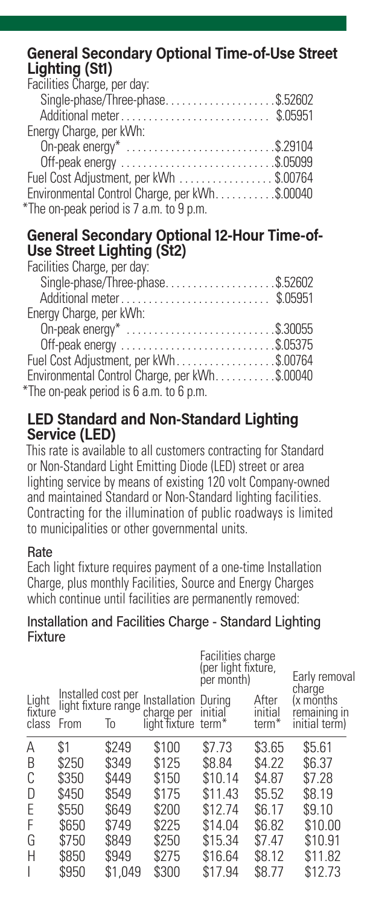## General Secondary Optional Time-of-Use Street Lighting (St1)

Facilities Charge, per day:

- Single-phase/Three-phase.................... $.52602
- Additional meter........................... $.05951

Energy Charge, per kWh:

- On-peak energy* .......................... $.29104
- Off-peak energy ........................... $.05099

Fuel Cost Adjustment, per kWh ................. $.00764

Environmental Control Charge, per kWh........... $.00040

*The on-peak period is 7 a.m. to 9 p.m.

## General Secondary Optional 12-Hour Time-of-Use Street Lighting (St2)

Facilities Charge, per day:

- Single-phase/Three-phase.................... $.52602
- Additional meter........................... $.05951

Energy Charge, per kWh:

- On-peak energy* .......................... $.30055
- Off-peak energy ........................... $.05375

Fuel Cost Adjustment, per kWh.................. $.00764

Environmental Control Charge, per kWh........... $.00040

*The on-peak period is 6 a.m. to 6 p.m.

## LED Standard and Non-Standard Lighting Service (LED)

This rate is available to all customers contracting for Standard or Non-Standard Light Emitting Diode (LED) street or area lighting service by means of existing 120 volt Company-owned and maintained Standard or Non-Standard lighting facilities. Contracting for the illumination of public roadways is limited to municipalities or other governmental units.

### Rate

Each light fixture requires payment of a one-time Installation Charge, plus monthly Facilities, Source and Energy Charges which continue until facilities are permanently removed:

### Installation and Facilities Charge - Standard Lighting Fixture

| Light fixture class | Installed cost per light fixture range From | To | Installation charge per light fixture | Facilities charge (per light fixture, per month) During initial term* | After initial term* | Early removal charge (x months remaining in initial term) |
|---|---|---|---|---|---|---|
| A | $1 | $249 | $100 | $7.73 | $3.65 | $5.61 |
| B | $250 | $349 | $125 | $8.84 | $4.22 | $6.37 |
| C | $350 | $449 | $150 | $10.14 | $4.87 | $7.28 |
| D | $450 | $549 | $175 | $11.43 | $5.52 | $8.19 |
| E | $550 | $649 | $200 | $12.74 | $6.17 | $9.10 |
| F | $650 | $749 | $225 | $14.04 | $6.82 | $10.00 |
| G | $750 | $849 | $250 | $15.34 | $7.47 | $10.91 |
| H | $850 | $949 | $275 | $16.64 | $8.12 | $11.82 |
| I | $950 | $1,049 | $300 | $17.94 | $8.77 | $12.73 |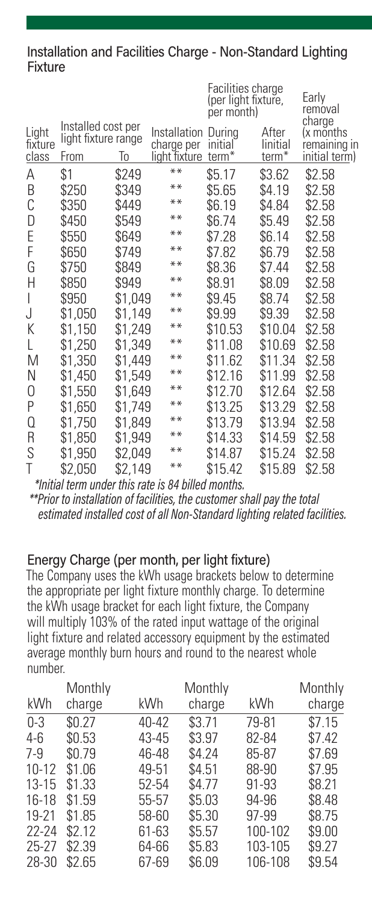## Installation and Facilities Charge - Non-Standard Lighting Fixture

| Light fixture class | Installed cost per light fixture range | | Installation charge per light fixture | Facilities charge (per light fixture, per month) | | Early removal charge (x months remaining in initial term) |
|---|---|---|---|---|---|---|
| | From | To | | During initial term* | After linitial term* | |
| A | $1 | $249 | ** | $5.17 | $3.62 | $2.58 |
| B | $250 | $349 | ** | $5.65 | $4.19 | $2.58 |
| C | $350 | $449 | ** | $6.19 | $4.84 | $2.58 |
| D | $450 | $549 | ** | $6.74 | $5.49 | $2.58 |
| E | $550 | $649 | ** | $7.28 | $6.14 | $2.58 |
| F | $650 | $749 | ** | $7.82 | $6.79 | $2.58 |
| G | $750 | $849 | ** | $8.36 | $7.44 | $2.58 |
| H | $850 | $949 | ** | $8.91 | $8.09 | $2.58 |
| I | $950 | $1,049 | ** | $9.45 | $8.74 | $2.58 |
| J | $1,050 | $1,149 | ** | $9.99 | $9.39 | $2.58 |
| K | $1,150 | $1,249 | ** | $10.53 | $10.04 | $2.58 |
| L | $1,250 | $1,349 | ** | $11.08 | $10.69 | $2.58 |
| M | $1,350 | $1,449 | ** | $11.62 | $11.34 | $2.58 |
| N | $1,450 | $1,549 | ** | $12.16 | $11.99 | $2.58 |
| O | $1,550 | $1,649 | ** | $12.70 | $12.64 | $2.58 |
| P | $1,650 | $1,749 | ** | $13.25 | $13.29 | $2.58 |
| Q | $1,750 | $1,849 | ** | $13.79 | $13.94 | $2.58 |
| R | $1,850 | $1,949 | ** | $14.33 | $14.59 | $2.58 |
| S | $1,950 | $2,049 | ** | $14.87 | $15.24 | $2.58 |
| T | $2,050 | $2,149 | ** | $15.42 | $15.89 | $2.58 |

*\*Initial term under this rate is 84 billed months.*

*\*\*Prior to installation of facilities, the customer shall pay the total estimated installed cost of all Non-Standard lighting related facilities.*

## Energy Charge (per month, per light fixture)

The Company uses the kWh usage brackets below to determine the appropriate per light fixture monthly charge. To determine the kWh usage bracket for each light fixture, the Company will multiply 103% of the rated input wattage of the original light fixture and related accessory equipment by the estimated average monthly burn hours and round to the nearest whole number.

| kWh | Monthly charge | kWh | Monthly charge | kWh | Monthly charge |
|---|---|---|---|---|---|
| 0-3 | $0.27 | 40-42 | $3.71 | 79-81 | $7.15 |
| 4-6 | $0.53 | 43-45 | $3.97 | 82-84 | $7.42 |
| 7-9 | $0.79 | 46-48 | $4.24 | 85-87 | $7.69 |
| 10-12 | $1.06 | 49-51 | $4.51 | 88-90 | $7.95 |
| 13-15 | $1.33 | 52-54 | $4.77 | 91-93 | $8.21 |
| 16-18 | $1.59 | 55-57 | $5.03 | 94-96 | $8.48 |
| 19-21 | $1.85 | 58-60 | $5.30 | 97-99 | $8.75 |
| 22-24 | $2.12 | 61-63 | $5.57 | 100-102 | $9.00 |
| 25-27 | $2.39 | 64-66 | $5.83 | 103-105 | $9.27 |
| 28-30 | $2.65 | 67-69 | $6.09 | 106-108 | $9.54 |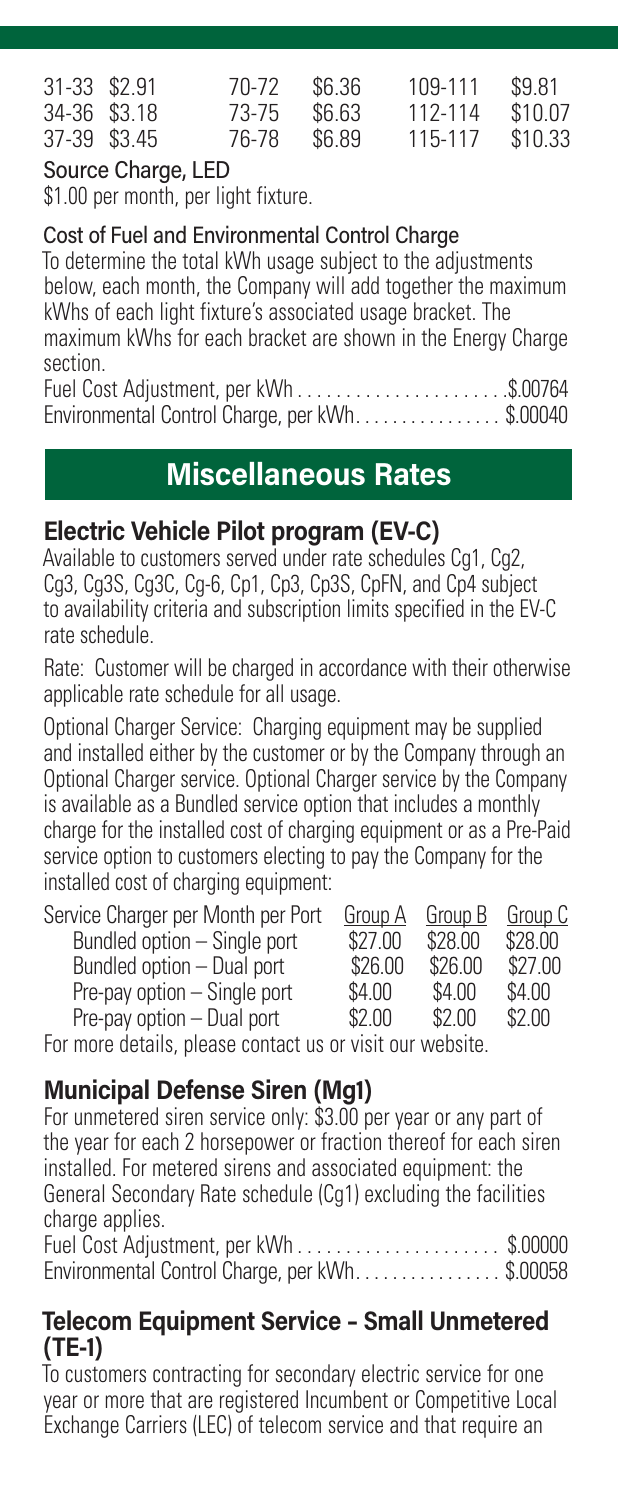| | | | | | |
|---|---|---|---|---|---|
| 31-33 | $2.91 | 70-72 | $6.36 | 109-111 | $9.81 |
| 34-36 | $3.18 | 73-75 | $6.63 | 112-114 | $10.07 |
| 37-39 | $3.45 | 76-78 | $6.89 | 115-117 | $10.33 |

**Source Charge, LED**

$1.00 per month, per light fixture.

**Cost of Fuel and Environmental Control Charge**

To determine the total kWh usage subject to the adjustments below, each month, the Company will add together the maximum kWhs of each light fixture's associated usage bracket. The maximum kWhs for each bracket are shown in the Energy Charge section.

Fuel Cost Adjustment, per kWh . . . . . . . . . . . . . . . . . . . . . .$.00764
Environmental Control Charge, per kWh. . . . . . . . . . . . . . . . $.00040

## Miscellaneous Rates

### Electric Vehicle Pilot program (EV-C)

Available to customers served under rate schedules Cg1, Cg2, Cg3, Cg3S, Cg3C, Cg-6, Cp1, Cp3, Cp3S, CpFN, and Cp4 subject to availability criteria and subscription limits specified in the EV-C rate schedule.

Rate: Customer will be charged in accordance with their otherwise applicable rate schedule for all usage.

Optional Charger Service: Charging equipment may be supplied and installed either by the customer or by the Company through an Optional Charger service. Optional Charger service by the Company is available as a Bundled service option that includes a monthly charge for the installed cost of charging equipment or as a Pre-Paid service option to customers electing to pay the Company for the installed cost of charging equipment:

| Service Charger per Month per Port | Group A | Group B | Group C |
|---|---|---|---|
| Bundled option – Single port | $27.00 | $28.00 | $28.00 |
| Bundled option – Dual port | $26.00 | $26.00 | $27.00 |
| Pre-pay option – Single port | $4.00 | $4.00 | $4.00 |
| Pre-pay option – Dual port | $2.00 | $2.00 | $2.00 |

For more details, please contact us or visit our website.

### Municipal Defense Siren (Mg1)

For unmetered siren service only: $3.00 per year or any part of the year for each 2 horsepower or fraction thereof for each siren installed. For metered sirens and associated equipment: the General Secondary Rate schedule (Cg1) excluding the facilities charge applies.

Fuel Cost Adjustment, per kWh . . . . . . . . . . . . . . . . . . . . . $.00000
Environmental Control Charge, per kWh. . . . . . . . . . . . . . . . $.00058

### Telecom Equipment Service – Small Unmetered (TE-1)

To customers contracting for secondary electric service for one year or more that are registered Incumbent or Competitive Local Exchange Carriers (LEC) of telecom service and that require an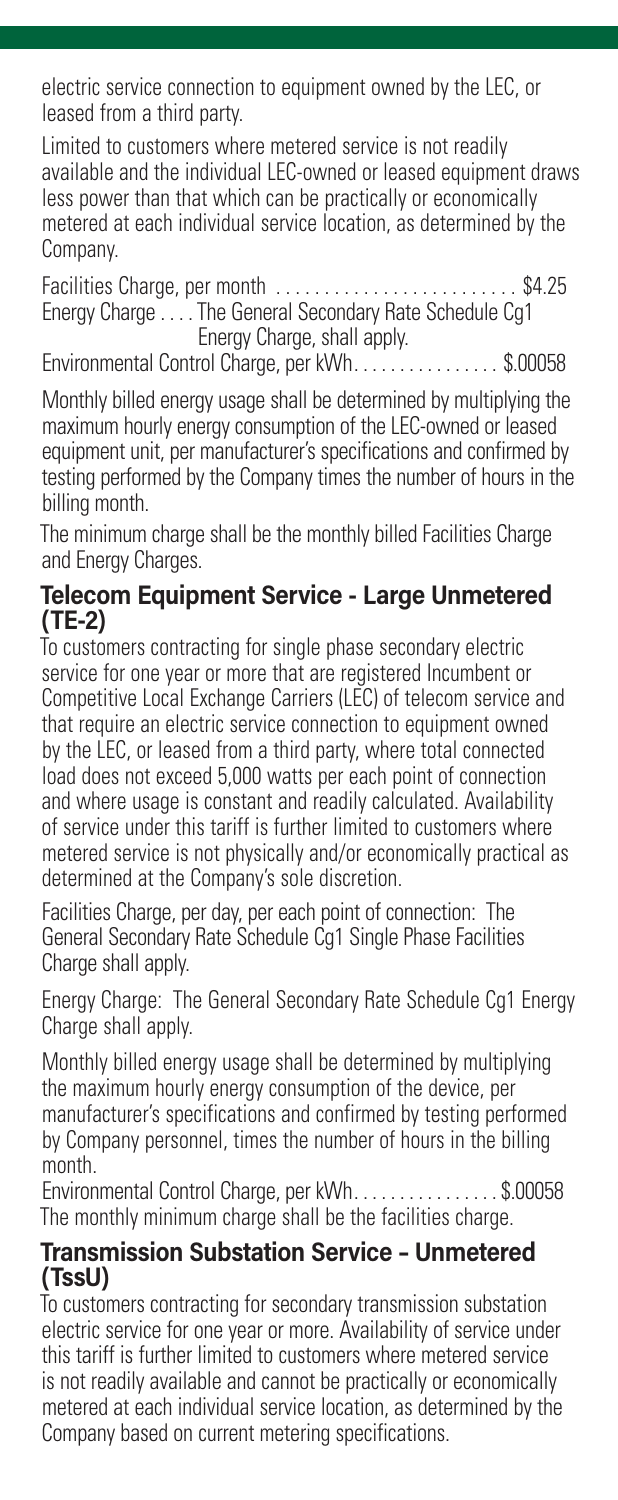electric service connection to equipment owned by the LEC, or leased from a third party.

Limited to customers where metered service is not readily available and the individual LEC-owned or leased equipment draws less power than that which can be practically or economically metered at each individual service location, as determined by the Company.

Facilities Charge, per month .......................... $4.25
Energy Charge .... The General Secondary Rate Schedule Cg1 Energy Charge, shall apply.
Environmental Control Charge, per kWh................ $.00058

Monthly billed energy usage shall be determined by multiplying the maximum hourly energy consumption of the LEC-owned or leased equipment unit, per manufacturer's specifications and confirmed by testing performed by the Company times the number of hours in the billing month.

The minimum charge shall be the monthly billed Facilities Charge and Energy Charges.

## Telecom Equipment Service - Large Unmetered (TE-2)

To customers contracting for single phase secondary electric service for one year or more that are registered Incumbent or Competitive Local Exchange Carriers (LEC) of telecom service and that require an electric service connection to equipment owned by the LEC, or leased from a third party, where total connected load does not exceed 5,000 watts per each point of connection and where usage is constant and readily calculated. Availability of service under this tariff is further limited to customers where metered service is not physically and/or economically practical as determined at the Company's sole discretion.

Facilities Charge, per day, per each point of connection: The General Secondary Rate Schedule Cg1 Single Phase Facilities Charge shall apply.

Energy Charge: The General Secondary Rate Schedule Cg1 Energy Charge shall apply.

Monthly billed energy usage shall be determined by multiplying the maximum hourly energy consumption of the device, per manufacturer's specifications and confirmed by testing performed by Company personnel, times the number of hours in the billing month.

Environmental Control Charge, per kWh................ $.00058
The monthly minimum charge shall be the facilities charge.

## Transmission Substation Service – Unmetered (TssU)

To customers contracting for secondary transmission substation electric service for one year or more. Availability of service under this tariff is further limited to customers where metered service is not readily available and cannot be practically or economically metered at each individual service location, as determined by the Company based on current metering specifications.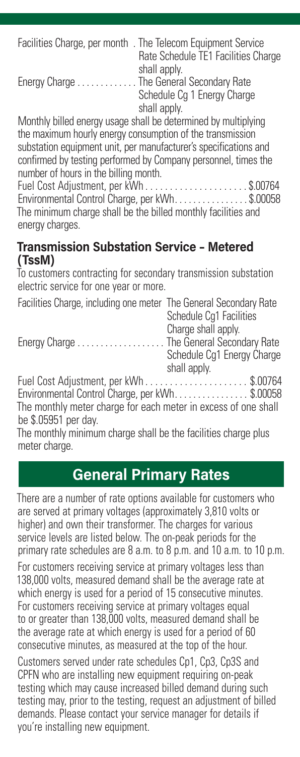Facilities Charge, per month . The Telecom Equipment Service Rate Schedule TE1 Facilities Charge shall apply.

Energy Charge . . . . . . . . . . . . . The General Secondary Rate Schedule Cg 1 Energy Charge shall apply.

Monthly billed energy usage shall be determined by multiplying the maximum hourly energy consumption of the transmission substation equipment unit, per manufacturer's specifications and confirmed by testing performed by Company personnel, times the number of hours in the billing month.

Fuel Cost Adjustment, per kWh . . . . . . . . . . . . . . . . . . . . . $.00764

Environmental Control Charge, per kWh. . . . . . . . . . . . . . . . $.00058

The minimum charge shall be the billed monthly facilities and energy charges.

### Transmission Substation Service – Metered (TssM)

To customers contracting for secondary transmission substation electric service for one year or more.

Facilities Charge, including one meter The General Secondary Rate Schedule Cg1 Facilities Charge shall apply.

Energy Charge . . . . . . . . . . . . . . . . . . The General Secondary Rate Schedule Cg1 Energy Charge shall apply.

Fuel Cost Adjustment, per kWh . . . . . . . . . . . . . . . . . . . . . $.00764

Environmental Control Charge, per kWh. . . . . . . . . . . . . . . . $.00058

The monthly meter charge for each meter in excess of one shall be $.05951 per day.

The monthly minimum charge shall be the facilities charge plus meter charge.

## General Primary Rates

There are a number of rate options available for customers who are served at primary voltages (approximately 3,810 volts or higher) and own their transformer. The charges for various service levels are listed below. The on-peak periods for the primary rate schedules are 8 a.m. to 8 p.m. and 10 a.m. to 10 p.m.

For customers receiving service at primary voltages less than 138,000 volts, measured demand shall be the average rate at which energy is used for a period of 15 consecutive minutes. For customers receiving service at primary voltages equal to or greater than 138,000 volts, measured demand shall be the average rate at which energy is used for a period of 60 consecutive minutes, as measured at the top of the hour.

Customers served under rate schedules Cp1, Cp3, Cp3S and CPFN who are installing new equipment requiring on-peak testing which may cause increased billed demand during such testing may, prior to the testing, request an adjustment of billed demands. Please contact your service manager for details if you're installing new equipment.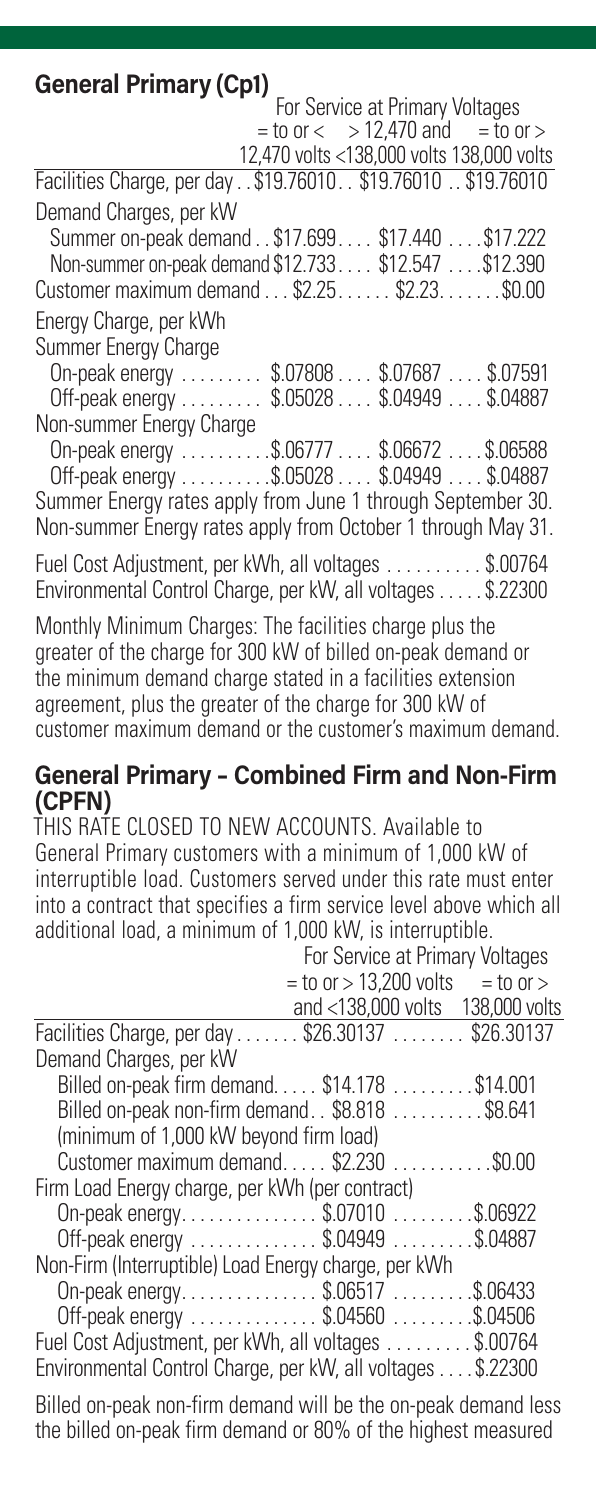## General Primary (Cp1)

| | For Service at Primary Voltages | | |
|---|---|---|---|
| | = to or < 12,470 volts | > 12,470 and <138,000 volts | = to or > 138,000 volts |
| Facilities Charge, per day | $19.76010 | $19.76010 | $19.76010 |
| Demand Charges, per kW | | | |
| Summer on-peak demand | $17.699 | $17.440 | $17.222 |
| Non-summer on-peak demand | $12.733 | $12.547 | $12.390 |
| Customer maximum demand | $2.25 | $2.23 | $0.00 |
| Energy Charge, per kWh | | | |
| Summer Energy Charge | | | |
| On-peak energy | $.07808 | $.07687 | $.07591 |
| Off-peak energy | $.05028 | $.04949 | $.04887 |
| Non-summer Energy Charge | | | |
| On-peak energy | $.06777 | $.06672 | $.06588 |
| Off-peak energy | $.05028 | $.04949 | $.04887 |

Summer Energy rates apply from June 1 through September 30.
Non-summer Energy rates apply from October 1 through May 31.

Fuel Cost Adjustment, per kWh, all voltages .......... $.00764
Environmental Control Charge, per kW, all voltages ..... $.22300

Monthly Minimum Charges: The facilities charge plus the greater of the charge for 300 kW of billed on-peak demand or the minimum demand charge stated in a facilities extension agreement, plus the greater of the charge for 300 kW of customer maximum demand or the customer's maximum demand.

## General Primary – Combined Firm and Non-Firm (CPFN)

THIS RATE CLOSED TO NEW ACCOUNTS. Available to General Primary customers with a minimum of 1,000 kW of interruptible load. Customers served under this rate must enter into a contract that specifies a firm service level above which all additional load, a minimum of 1,000 kW, is interruptible.

| | For Service at Primary Voltages | |
|---|---|---|
| | = to or > 13,200 volts and <138,000 volts | = to or > 138,000 volts |
| Facilities Charge, per day | $26.30137 | $26.30137 |
| Demand Charges, per kW | | |
| Billed on-peak firm demand | $14.178 | $14.001 |
| Billed on-peak non-firm demand (minimum of 1,000 kW beyond firm load) | $8.818 | $8.641 |
| Customer maximum demand | $2.230 | $0.00 |
| Firm Load Energy charge, per kWh (per contract) | | |
| On-peak energy | $.07010 | $.06922 |
| Off-peak energy | $.04949 | $.04887 |
| Non-Firm (Interruptible) Load Energy charge, per kWh | | |
| On-peak energy | $.06517 | $.06433 |
| Off-peak energy | $.04560 | $.04506 |

Fuel Cost Adjustment, per kWh, all voltages .......... $.00764
Environmental Control Charge, per kW, all voltages .... $.22300

Billed on-peak non-firm demand will be the on-peak demand less the billed on-peak firm demand or 80% of the highest measured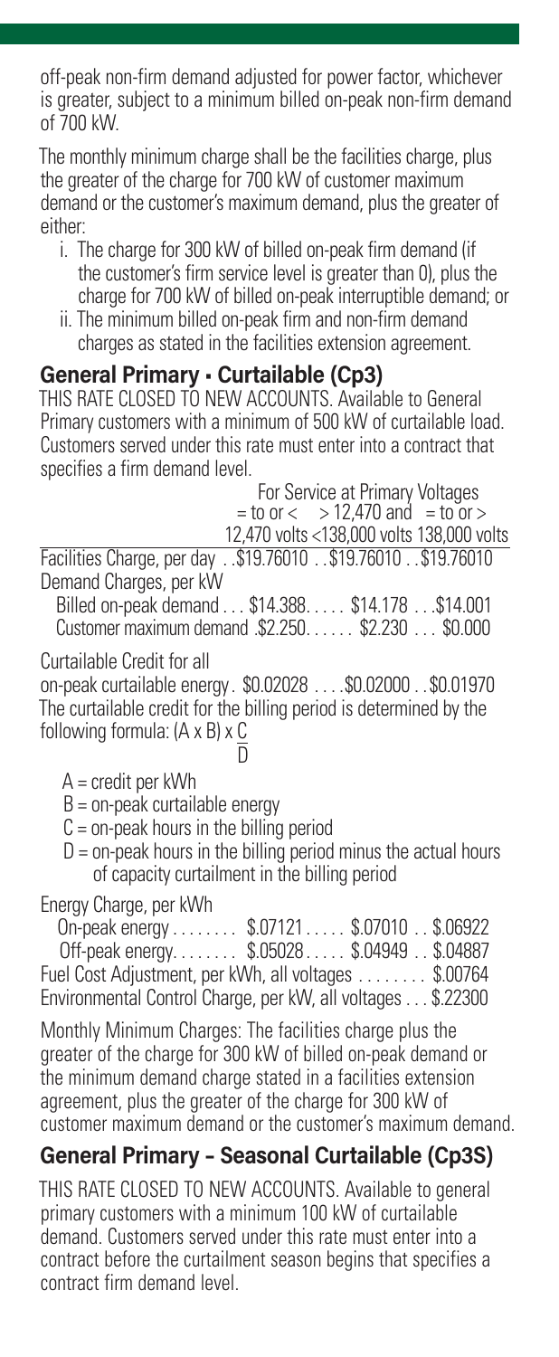off-peak non-firm demand adjusted for power factor, whichever is greater, subject to a minimum billed on-peak non-firm demand of 700 kW.

The monthly minimum charge shall be the facilities charge, plus the greater of the charge for 700 kW of customer maximum demand or the customer's maximum demand, plus the greater of either:

i. The charge for 300 kW of billed on-peak firm demand (if the customer's firm service level is greater than 0), plus the charge for 700 kW of billed on-peak interruptible demand; or
ii. The minimum billed on-peak firm and non-firm demand charges as stated in the facilities extension agreement.

## General Primary - Curtailable (Cp3)

THIS RATE CLOSED TO NEW ACCOUNTS. Available to General Primary customers with a minimum of 500 kW of curtailable load. Customers served under this rate must enter into a contract that specifies a firm demand level.

| | For Service at Primary Voltages = to or < 12,470 volts | > 12,470 and <138,000 volts | = to or > 138,000 volts |
|---|---|---|---|
| Facilities Charge, per day | $19.76010 | $19.76010 | $19.76010 |
| Demand Charges, per kW | | | |
| Billed on-peak demand | $14.388 | $14.178 | $14.001 |
| Customer maximum demand | $2.250 | $2.230 | $0.000 |
| Curtailable Credit for all on-peak curtailable energy | $0.02028 | $0.02000 | $0.01970 |

The curtailable credit for the billing period is determined by the following formula: $(A \times B) \times \frac{C}{D}$

- A = credit per kWh
- B = on-peak curtailable energy
- C = on-peak hours in the billing period
- D = on-peak hours in the billing period minus the actual hours of capacity curtailment in the billing period

| Energy Charge, per kWh | | | |
|---|---|---|---|
| On-peak energy | $.07121 | $.07010 | $.06922 |
| Off-peak energy | $.05028 | $.04949 | $.04887 |

Fuel Cost Adjustment, per kWh, all voltages ........ $.00764
Environmental Control Charge, per kW, all voltages ... $.22300

Monthly Minimum Charges: The facilities charge plus the greater of the charge for 300 kW of billed on-peak demand or the minimum demand charge stated in a facilities extension agreement, plus the greater of the charge for 300 kW of customer maximum demand or the customer's maximum demand.

## General Primary – Seasonal Curtailable (Cp3S)

THIS RATE CLOSED TO NEW ACCOUNTS. Available to general primary customers with a minimum 100 kW of curtailable demand. Customers served under this rate must enter into a contract before the curtailment season begins that specifies a contract firm demand level.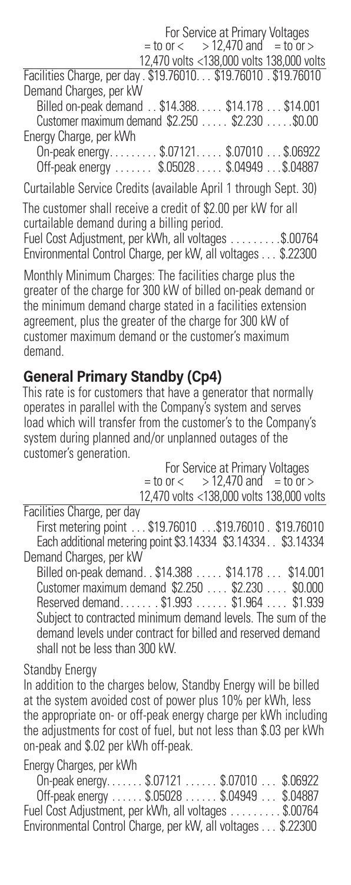| | For Service at Primary Voltages | | |
|---|---|---|---|
| | = to or < 12,470 volts | > 12,470 and <138,000 volts | = to or > 138,000 volts |
| Facilities Charge, per day | $19.76010 | $19.76010 | $19.76010 |
| Demand Charges, per kW | | | |
| Billed on-peak demand | $14.388 | $14.178 | $14.001 |
| Customer maximum demand | $2.250 | $2.230 | $0.00 |
| Energy Charge, per kWh | | | |
| On-peak energy | $.07121 | $.07010 | $.06922 |
| Off-peak energy | $.05028 | $.04949 | $.04887 |

Curtailable Service Credits (available April 1 through Sept. 30)

The customer shall receive a credit of $2.00 per kW for all curtailable demand during a billing period.

Fuel Cost Adjustment, per kWh, all voltages . . . . . . . . .$.00764
Environmental Control Charge, per kW, all voltages . . . $.22300

Monthly Minimum Charges: The facilities charge plus the greater of the charge for 300 kW of billed on-peak demand or the minimum demand charge stated in a facilities extension agreement, plus the greater of the charge for 300 kW of customer maximum demand or the customer's maximum demand.

## General Primary Standby (Cp4)

This rate is for customers that have a generator that normally operates in parallel with the Company's system and serves load which will transfer from the customer's to the Company's system during planned and/or unplanned outages of the customer's generation.

| | For Service at Primary Voltages | | |
|---|---|---|---|
| | = to or < 12,470 volts | > 12,470 and <138,000 volts | = to or > 138,000 volts |
| Facilities Charge, per day | | | |
| First metering point | $19.76010 | $19.76010 | $19.76010 |
| Each additional metering point | $3.14334 | $3.14334 | $3.14334 |
| Demand Charges, per kW | | | |
| Billed on-peak demand | $14.388 | $14.178 | $14.001 |
| Customer maximum demand | $2.250 | $2.230 | $0.000 |
| Reserved demand | $1.993 | $1.964 | $1.939 |

Subject to contracted minimum demand levels. The sum of the demand levels under contract for billed and reserved demand shall not be less than 300 kW.

Standby Energy

In addition to the charges below, Standby Energy will be billed at the system avoided cost of power plus 10% per kWh, less the appropriate on- or off-peak energy charge per kWh including the adjustments for cost of fuel, but not less than $.03 per kWh on-peak and $.02 per kWh off-peak.

| Energy Charges, per kWh | | | |
|---|---|---|---|
| On-peak energy | $.07121 | $.07010 | $.06922 |
| Off-peak energy | $.05028 | $.04949 | $.04887 |

Fuel Cost Adjustment, per kWh, all voltages . . . . . . . . . $.00764
Environmental Control Charge, per kW, all voltages . . . $.22300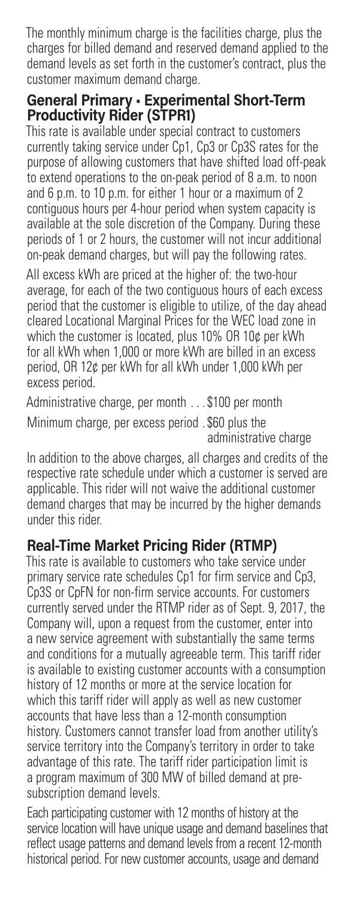The monthly minimum charge is the facilities charge, plus the charges for billed demand and reserved demand applied to the demand levels as set forth in the customer's contract, plus the customer maximum demand charge.

## General Primary - Experimental Short-Term Productivity Rider (STPR1)

This rate is available under special contract to customers currently taking service under Cp1, Cp3 or Cp3S rates for the purpose of allowing customers that have shifted load off-peak to extend operations to the on-peak period of 8 a.m. to noon and 6 p.m. to 10 p.m. for either 1 hour or a maximum of 2 contiguous hours per 4-hour period when system capacity is available at the sole discretion of the Company. During these periods of 1 or 2 hours, the customer will not incur additional on-peak demand charges, but will pay the following rates.

All excess kWh are priced at the higher of: the two-hour average, for each of the two contiguous hours of each excess period that the customer is eligible to utilize, of the day ahead cleared Locational Marginal Prices for the WEC load zone in which the customer is located, plus 10% OR 10¢ per kWh for all kWh when 1,000 or more kWh are billed in an excess period, OR 12¢ per kWh for all kWh under 1,000 kWh per excess period.

Administrative charge, per month . . . $100 per month

Minimum charge, per excess period . $60 plus the administrative charge

In addition to the above charges, all charges and credits of the respective rate schedule under which a customer is served are applicable. This rider will not waive the additional customer demand charges that may be incurred by the higher demands under this rider.

## Real-Time Market Pricing Rider (RTMP)

This rate is available to customers who take service under primary service rate schedules Cp1 for firm service and Cp3, Cp3S or CpFN for non-firm service accounts. For customers currently served under the RTMP rider as of Sept. 9, 2017, the Company will, upon a request from the customer, enter into a new service agreement with substantially the same terms and conditions for a mutually agreeable term. This tariff rider is available to existing customer accounts with a consumption history of 12 months or more at the service location for which this tariff rider will apply as well as new customer accounts that have less than a 12-month consumption history. Customers cannot transfer load from another utility's service territory into the Company's territory in order to take advantage of this rate. The tariff rider participation limit is a program maximum of 300 MW of billed demand at pre-subscription demand levels.

Each participating customer with 12 months of history at the service location will have unique usage and demand baselines that reflect usage patterns and demand levels from a recent 12-month historical period. For new customer accounts, usage and demand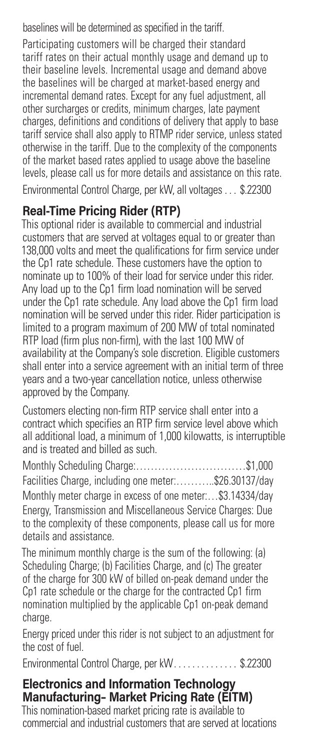baselines will be determined as specified in the tariff.

Participating customers will be charged their standard tariff rates on their actual monthly usage and demand up to their baseline levels. Incremental usage and demand above the baselines will be charged at market-based energy and incremental demand rates. Except for any fuel adjustment, all other surcharges or credits, minimum charges, late payment charges, definitions and conditions of delivery that apply to base tariff service shall also apply to RTMP rider service, unless stated otherwise in the tariff. Due to the complexity of the components of the market based rates applied to usage above the baseline levels, please call us for more details and assistance on this rate.

Environmental Control Charge, per kW, all voltages . . . $.22300

## Real-Time Pricing Rider (RTP)

This optional rider is available to commercial and industrial customers that are served at voltages equal to or greater than 138,000 volts and meet the qualifications for firm service under the Cp1 rate schedule. These customers have the option to nominate up to 100% of their load for service under this rider. Any load up to the Cp1 firm load nomination will be served under the Cp1 rate schedule. Any load above the Cp1 firm load nomination will be served under this rider. Rider participation is limited to a program maximum of 200 MW of total nominated RTP load (firm plus non-firm), with the last 100 MW of availability at the Company's sole discretion. Eligible customers shall enter into a service agreement with an initial term of three years and a two-year cancellation notice, unless otherwise approved by the Company.

Customers electing non-firm RTP service shall enter into a contract which specifies an RTP firm service level above which all additional load, a minimum of 1,000 kilowatts, is interruptible and is treated and billed as such.

Monthly Scheduling Charge:..............................$1,000

Facilities Charge, including one meter:...........$26.30137/day

Monthly meter charge in excess of one meter:...$3.14334/day

Energy, Transmission and Miscellaneous Service Charges: Due to the complexity of these components, please call us for more details and assistance.

The minimum monthly charge is the sum of the following: (a) Scheduling Charge; (b) Facilities Charge, and (c) The greater of the charge for 300 kW of billed on-peak demand under the Cp1 rate schedule or the charge for the contracted Cp1 firm nomination multiplied by the applicable Cp1 on-peak demand charge.

Energy priced under this rider is not subject to an adjustment for the cost of fuel.

Environmental Control Charge, per kW. . . . . . . . . . . . . . $.22300

## Electronics and Information Technology Manufacturing- Market Pricing Rate (EITM)

This nomination-based market pricing rate is available to commercial and industrial customers that are served at locations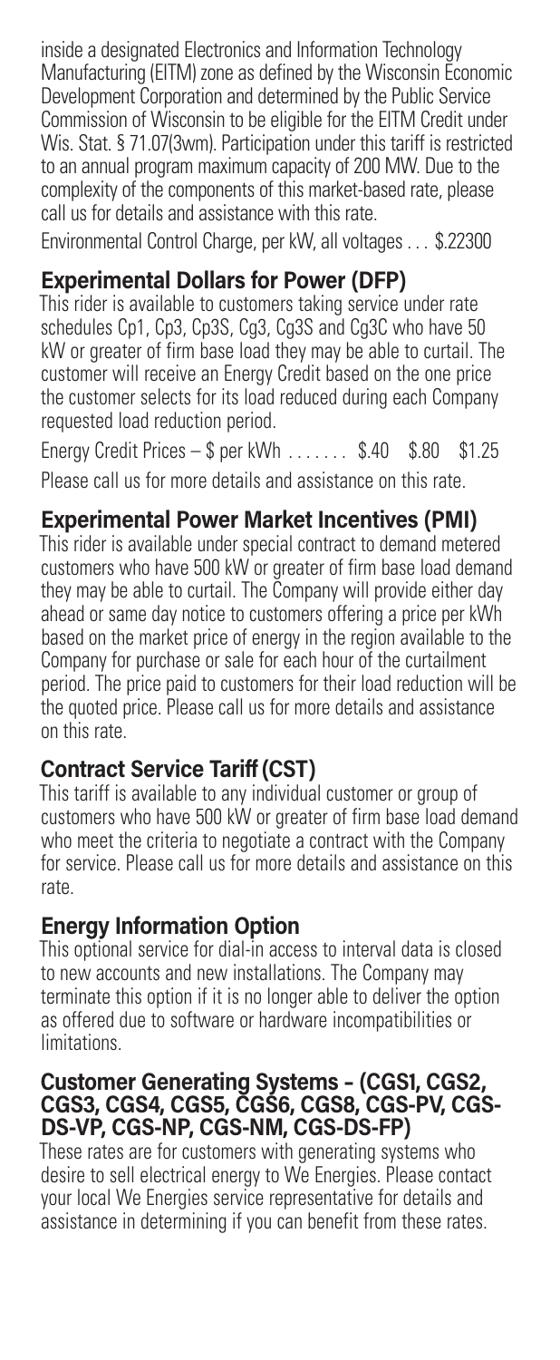inside a designated Electronics and Information Technology Manufacturing (EITM) zone as defined by the Wisconsin Economic Development Corporation and determined by the Public Service Commission of Wisconsin to be eligible for the EITM Credit under Wis. Stat. § 71.07(3wm). Participation under this tariff is restricted to an annual program maximum capacity of 200 MW. Due to the complexity of the components of this market-based rate, please call us for details and assistance with this rate.

Environmental Control Charge, per kW, all voltages . . . $.22300

## Experimental Dollars for Power (DFP)

This rider is available to customers taking service under rate schedules Cp1, Cp3, Cp3S, Cg3, Cg3S and Cg3C who have 50 kW or greater of firm base load they may be able to curtail. The customer will receive an Energy Credit based on the one price the customer selects for its load reduced during each Company requested load reduction period.

Energy Credit Prices – $ per kWh . . . . . . . $.40 $.80 $1.25

Please call us for more details and assistance on this rate.

## Experimental Power Market Incentives (PMI)

This rider is available under special contract to demand metered customers who have 500 kW or greater of firm base load demand they may be able to curtail. The Company will provide either day ahead or same day notice to customers offering a price per kWh based on the market price of energy in the region available to the Company for purchase or sale for each hour of the curtailment period. The price paid to customers for their load reduction will be the quoted price. Please call us for more details and assistance on this rate.

## Contract Service Tariff (CST)

This tariff is available to any individual customer or group of customers who have 500 kW or greater of firm base load demand who meet the criteria to negotiate a contract with the Company for service. Please call us for more details and assistance on this rate.

## Energy Information Option

This optional service for dial-in access to interval data is closed to new accounts and new installations. The Company may terminate this option if it is no longer able to deliver the option as offered due to software or hardware incompatibilities or limitations.

## Customer Generating Systems – (CGS1, CGS2, CGS3, CGS4, CGS5, CGS6, CGS8, CGS-PV, CGS-DS-VP, CGS-NP, CGS-NM, CGS-DS-FP)

These rates are for customers with generating systems who desire to sell electrical energy to We Energies. Please contact your local We Energies service representative for details and assistance in determining if you can benefit from these rates.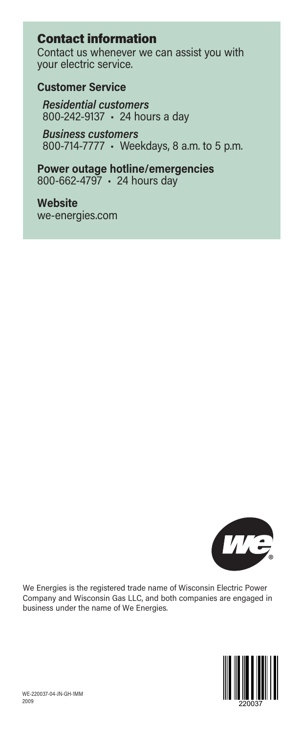## Contact information

Contact us whenever we can assist you with your electric service.

### Customer Service

***Residential customers***
800-242-9137 • 24 hours a day

***Business customers***
800-714-7777 • Weekdays, 8 a.m. to 5 p.m.

### Power outage hotline/emergencies

800-662-4797 • 24 hours day

### Website

we-energies.com

We Energies is the registered trade name of Wisconsin Electric Power Company and Wisconsin Gas LLC, and both companies are engaged in business under the name of We Energies.

WE-220037-04-JN-GH-1MM
2009

220037